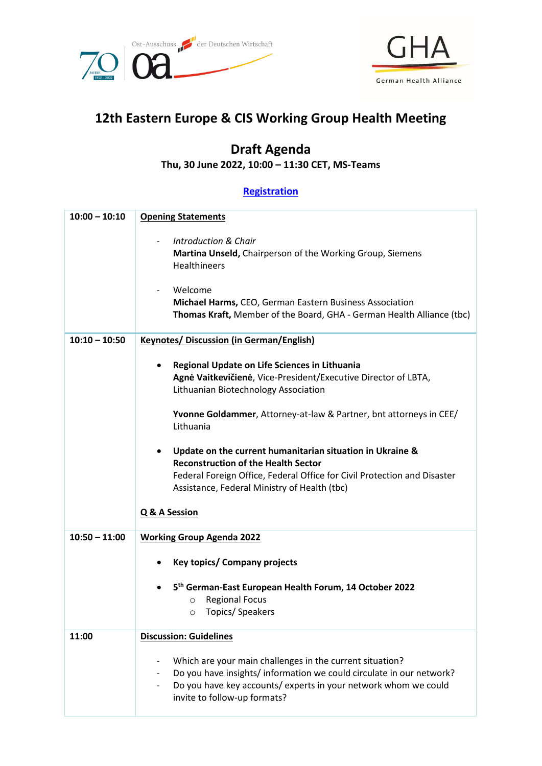# 12th Eastern Europe & CIS Working Group Health Meeting

## Draft Agenda

**Thu, 30 June 2022, 10:00 – 11:30 CET, MS-Teams**

**Registration**

| | |
|---|---|
| **10:00 – 10:10** | **Opening Statements**<br><br>- *Introduction & Chair*<br>**Martina Unseld,** Chairperson of the Working Group, Siemens Healthineers<br><br>- Welcome<br>**Michael Harms,** CEO, German Eastern Business Association<br>**Thomas Kraft,** Member of the Board, GHA - German Health Alliance (tbc) |
| **10:10 – 10:50** | **Keynotes/ Discussion (in German/English)**<br><br>• **Regional Update on Life Sciences in Lithuania**<br>**Agnė Vaitkevičienė**, Vice-President/Executive Director of LBTA, Lithuanian Biotechnology Association<br><br>**Yvonne Goldammer**, Attorney-at-law & Partner, bnt attorneys in CEE/ Lithuania<br><br>• **Update on the current humanitarian situation in Ukraine & Reconstruction of the Health Sector**<br>Federal Foreign Office, Federal Office for Civil Protection and Disaster Assistance, Federal Ministry of Health (tbc)<br><br>**Q & A Session** |
| **10:50 – 11:00** | **Working Group Agenda 2022**<br><br>• **Key topics/ Company projects**<br><br>• **5th German-East European Health Forum, 14 October 2022**<br>  ○ Regional Focus<br>  ○ Topics/ Speakers |
| **11:00** | **Discussion: Guidelines**<br><br>- Which are your main challenges in the current situation?<br>- Do you have insights/ information we could circulate in our network?<br>- Do you have key accounts/ experts in your network whom we could invite to follow-up formats? |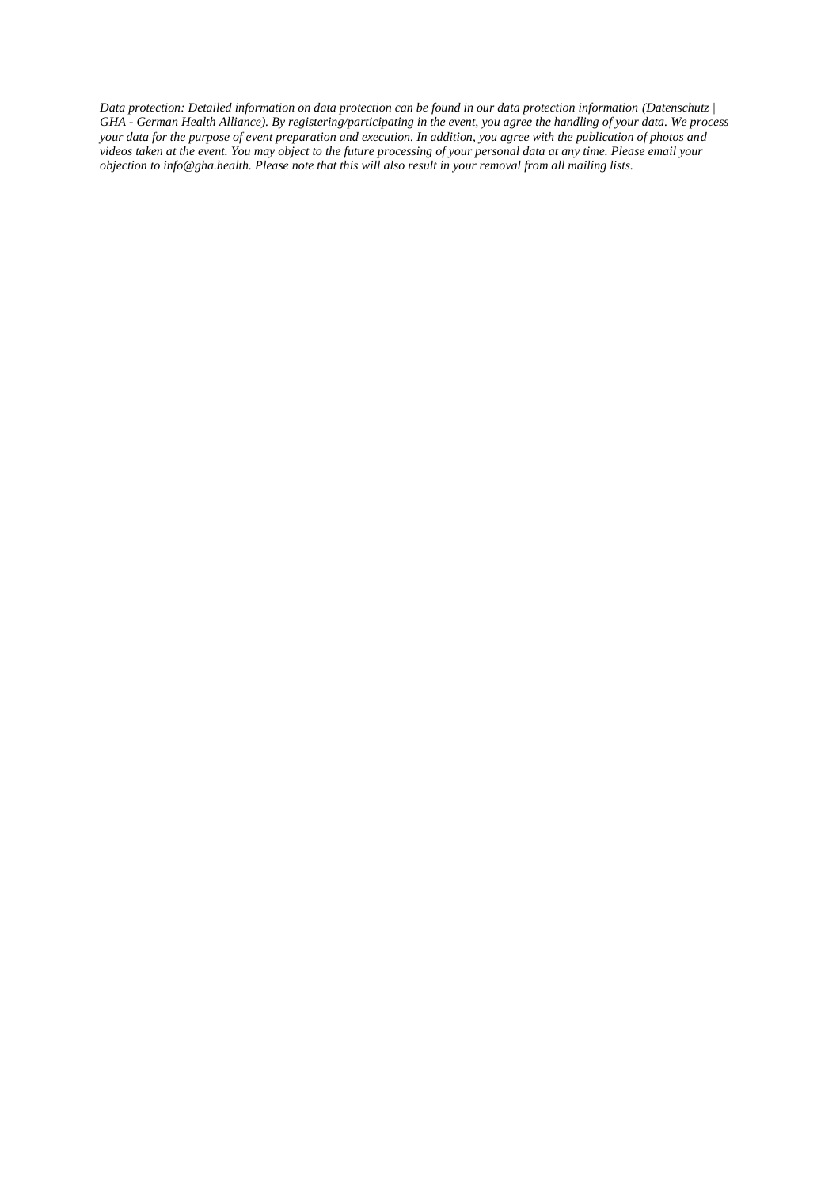*Data protection: Detailed information on data protection can be found in our data protection information (Datenschutz | GHA - German Health Alliance). By registering/participating in the event, you agree the handling of your data. We process your data for the purpose of event preparation and execution. In addition, you agree with the publication of photos and videos taken at the event. You may object to the future processing of your personal data at any time. Please email your objection to info@gha.health. Please note that this will also result in your removal from all mailing lists.*